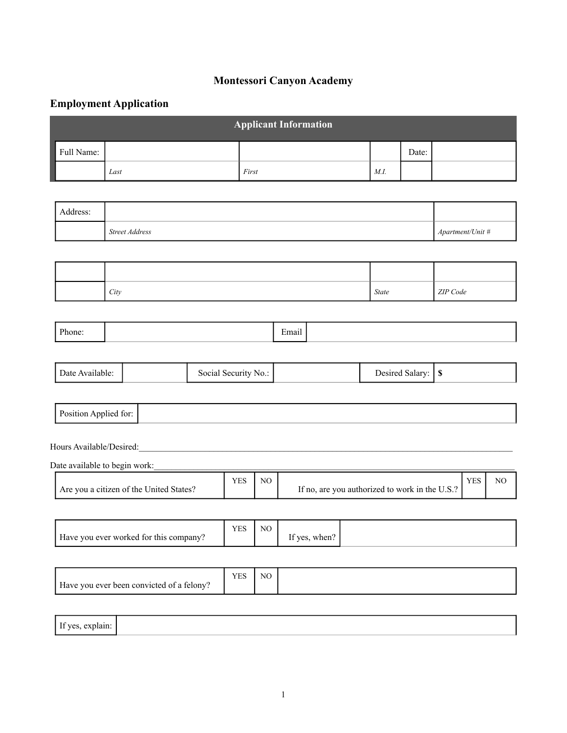# Montessori Canyon Academy

## Employment Application

| Applicant Information | | | | | |
|---|---|---|---|---|---|
| Full Name: | | | | Date: | |
| | *Last* | *First* | *M.I.* | | |

| | | |
|---|---|---|
| Address: | | |
| | *Street Address* | *Apartment/Unit #* |

| | | | |
|---|---|---|---|
| | | | |
| | *City* | *State* | *ZIP Code* |

| | | | |
|---|---|---|---|
| Phone: | | Email | |

| | | | | | |
|---|---|---|---|---|---|
| Date Available: | | Social Security No.: | | Desired Salary: | $ |

| | |
|---|---|
| Position Applied for: | |

Hours Available/Desired:\_\_\_\_\_\_\_\_\_\_\_\_\_\_\_\_\_\_\_\_\_\_\_\_\_\_\_\_\_\_\_\_\_\_\_\_\_\_\_\_\_\_\_\_\_\_\_\_\_\_\_\_\_\_\_\_\_\_

Date available to begin work:\_\_\_\_\_\_\_\_\_\_\_\_\_\_\_\_\_\_\_\_\_\_\_\_\_\_\_\_\_\_\_\_\_\_\_\_\_\_\_\_\_\_\_\_\_\_\_\_\_\_\_\_\_

| | | | | | |
|---|---|---|---|---|---|
| Are you a citizen of the United States? | YES | NO | If no, are you authorized to work in the U.S.? | YES | NO |

| | | | | |
|---|---|---|---|---|
| Have you ever worked for this company? | YES | NO | If yes, when? | |

| | | | |
|---|---|---|---|
| Have you ever been convicted of a felony? | YES | NO | |

| | |
|---|---|
| If yes, explain: | |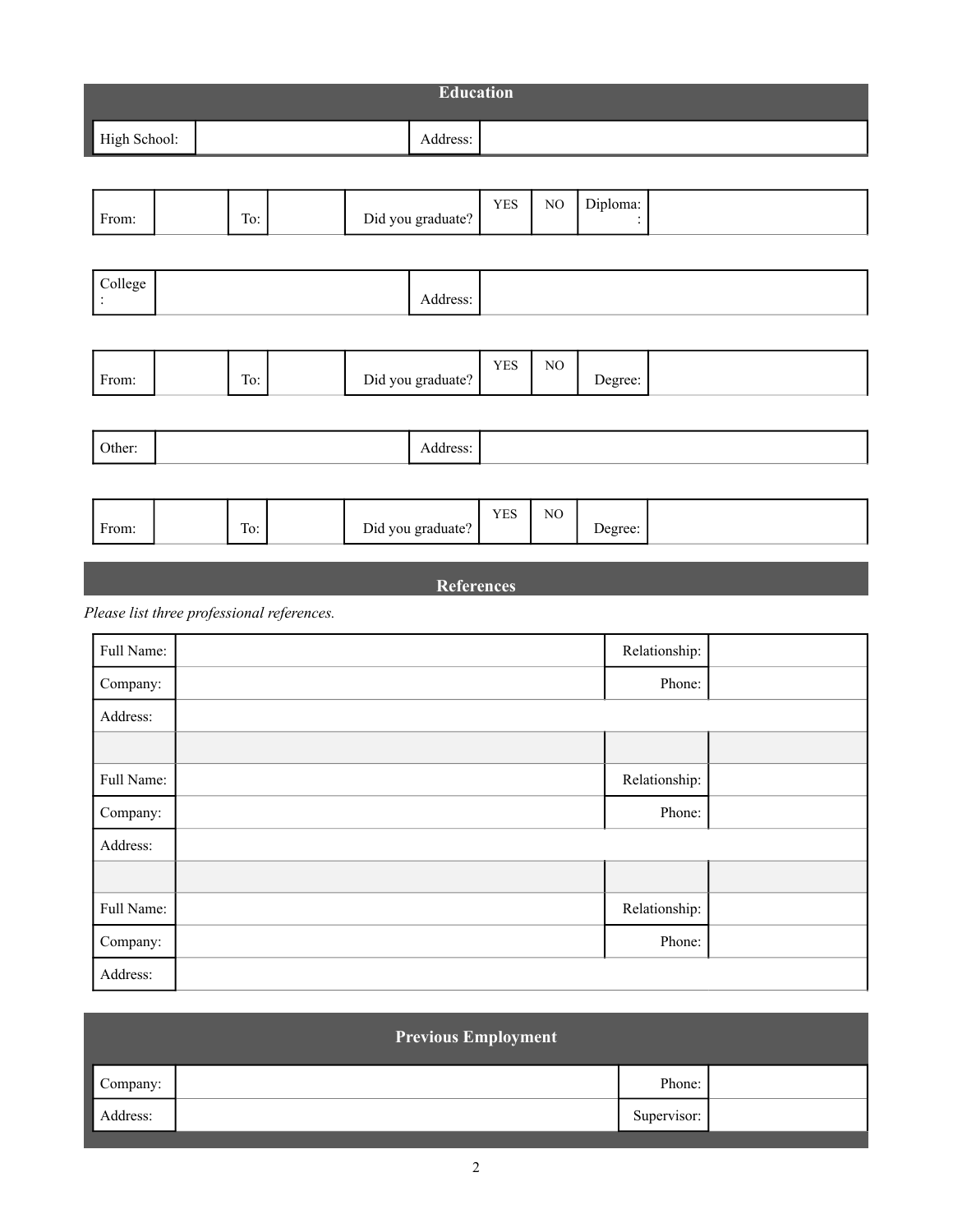## Education

| | | | |
|---|---|---|---|
| High School: | | Address: | |

| | | | | | | | | |
|---|---|---|---|---|---|---|---|---|
| From: | | To: | | Did you graduate? | YES | NO | Diploma: | |

| | | | |
|---|---|---|---|
| College: | | Address: | |

| | | | | | | | | |
|---|---|---|---|---|---|---|---|---|
| From: | | To: | | Did you graduate? | YES | NO | Degree: | |

| | | | |
|---|---|---|---|
| Other: | | Address: | |

| | | | | | | | | |
|---|---|---|---|---|---|---|---|---|
| From: | | To: | | Did you graduate? | YES | NO | Degree: | |

## References

*Please list three professional references.*

| | | | |
|---|---|---|---|
| Full Name: | | Relationship: | |
| Company: | | Phone: | |
| Address: | | | |
| | | | |
| Full Name: | | Relationship: | |
| Company: | | Phone: | |
| Address: | | | |
| | | | |
| Full Name: | | Relationship: | |
| Company: | | Phone: | |
| Address: | | | |

## Previous Employment

| | | | |
|---|---|---|---|
| Company: | | Phone: | |
| Address: | | Supervisor: | |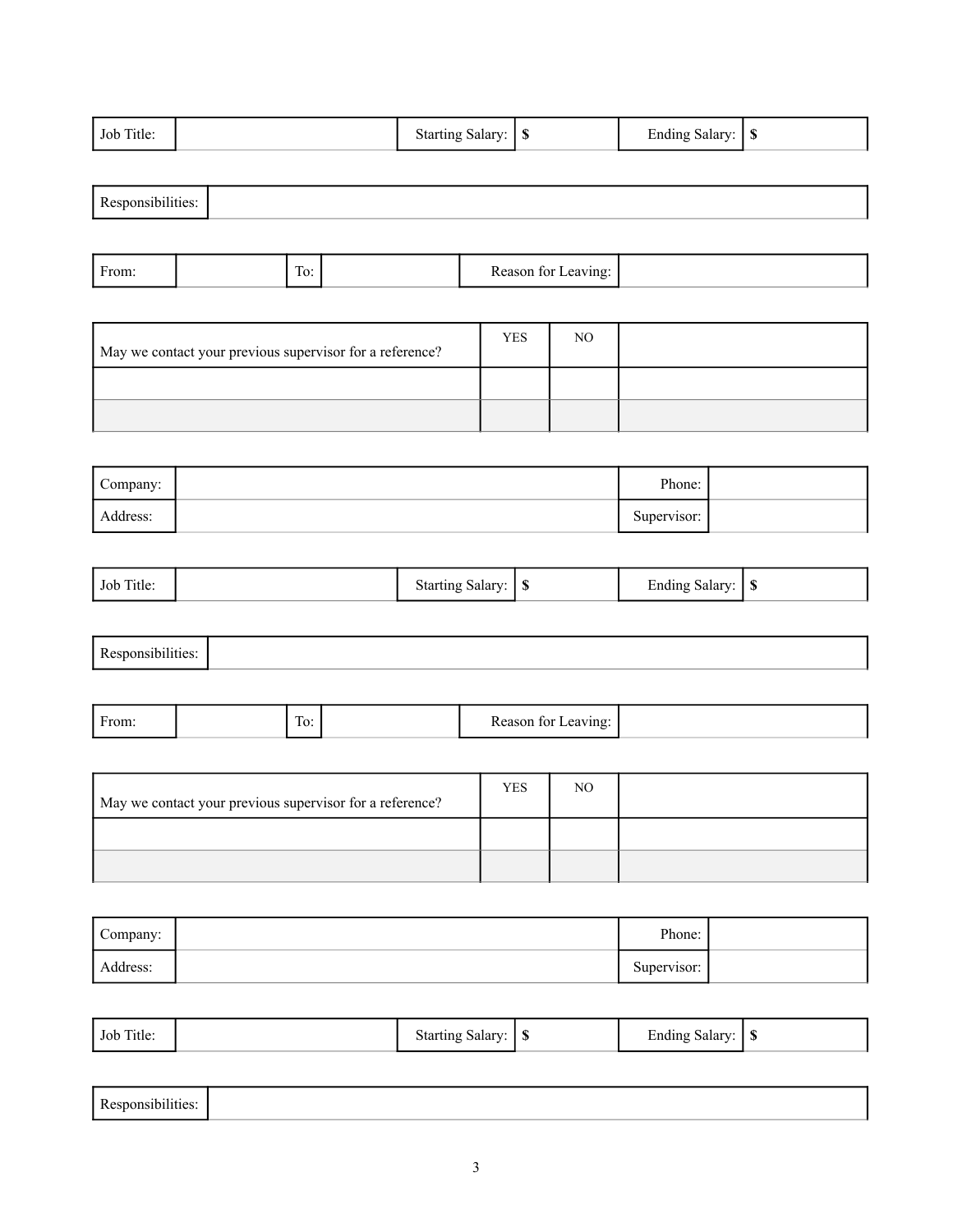| | | | | | |
|---|---|---|---|---|---|
| Job Title: | | Starting Salary: | $ | Ending Salary: | $ |

| | |
|---|---|
| Responsibilities: | |

| | | | | | |
|---|---|---|---|---|---|
| From: | | To: | | Reason for Leaving: | |

| May we contact your previous supervisor for a reference? | YES | NO | |
|---|---|---|---|
| | | | |
| | | | |

| | | | |
|---|---|---|---|
| Company: | | Phone: | |
| Address: | | Supervisor: | |

| | | | | | |
|---|---|---|---|---|---|
| Job Title: | | Starting Salary: | $ | Ending Salary: | $ |

| | |
|---|---|
| Responsibilities: | |

| | | | | | |
|---|---|---|---|---|---|
| From: | | To: | | Reason for Leaving: | |

| May we contact your previous supervisor for a reference? | YES | NO | |
|---|---|---|---|
| | | | |
| | | | |

| | | | |
|---|---|---|---|
| Company: | | Phone: | |
| Address: | | Supervisor: | |

| | | | | | |
|---|---|---|---|---|---|
| Job Title: | | Starting Salary: | $ | Ending Salary: | $ |

| | |
|---|---|
| Responsibilities: | |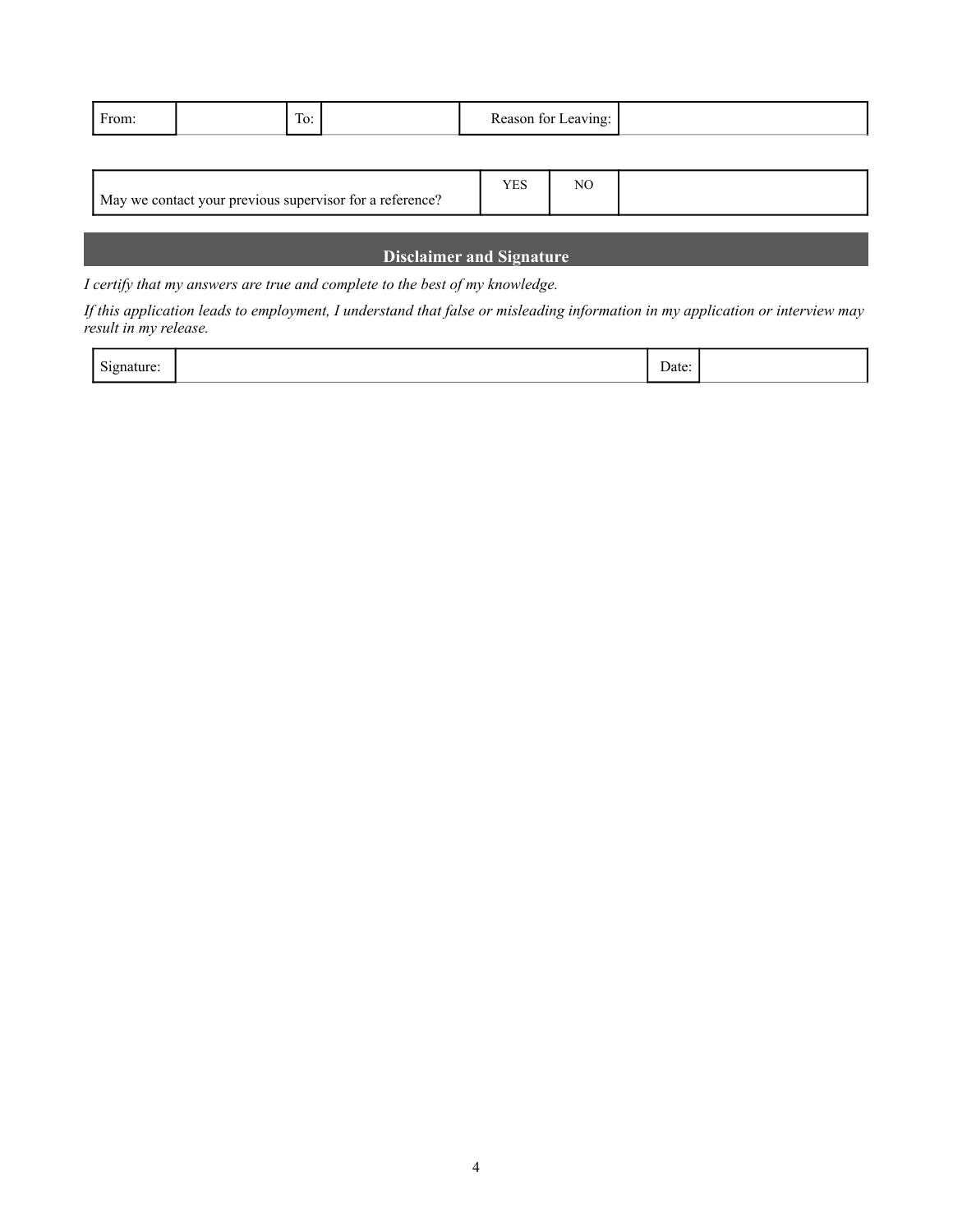| | | | | | |
|---|---|---|---|---|---|
| From: | | To: | | Reason for Leaving: | |

| | | | |
|---|---|---|---|
| May we contact your previous supervisor for a reference? | YES | NO | |

## Disclaimer and Signature

*I certify that my answers are true and complete to the best of my knowledge.*

*If this application leads to employment, I understand that false or misleading information in my application or interview may result in my release.*

| | | | |
|---|---|---|---|
| Signature: | | Date: | |